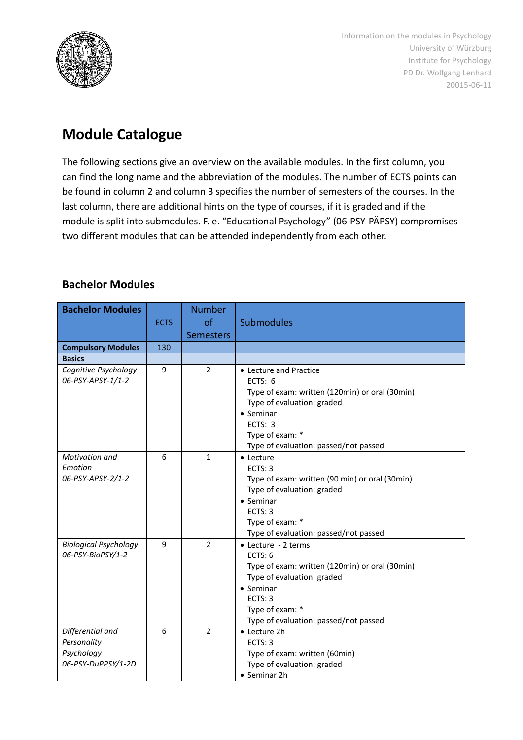Information on the modules in Psychology
University of Würzburg
Institute for Psychology
PD Dr. Wolfgang Lenhard
20015-06-11

# Module Catalogue

The following sections give an overview on the available modules. In the first column, you can find the long name and the abbreviation of the modules. The number of ECTS points can be found in column 2 and column 3 specifies the number of semesters of the courses. In the last column, there are additional hints on the type of courses, if it is graded and if the module is split into submodules. F. e. "Educational Psychology" (06-PSY-PÄPSY) compromises two different modules that can be attended independently from each other.

## Bachelor Modules

| **Bachelor Modules** | ECTS | Number of Semesters | Submodules |
|---|---|---|---|
| **Compulsory Modules** | 130 | | |
| **Basics** | | | |
| *Cognitive Psychology 06-PSY-APSY-1/1-2* | 9 | 2 | • Lecture and Practice<br>ECTS: 6<br>Type of exam: written (120min) or oral (30min)<br>Type of evaluation: graded<br>• Seminar<br>ECTS: 3<br>Type of exam: *<br>Type of evaluation: passed/not passed |
| *Motivation and Emotion 06-PSY-APSY-2/1-2* | 6 | 1 | • Lecture<br>ECTS: 3<br>Type of exam: written (90 min) or oral (30min)<br>Type of evaluation: graded<br>• Seminar<br>ECTS: 3<br>Type of exam: *<br>Type of evaluation: passed/not passed |
| *Biological Psychology 06-PSY-BioPSY/1-2* | 9 | 2 | • Lecture - 2 terms<br>ECTS: 6<br>Type of exam: written (120min) or oral (30min)<br>Type of evaluation: graded<br>• Seminar<br>ECTS: 3<br>Type of exam: *<br>Type of evaluation: passed/not passed |
| *Differential and Personality Psychology 06-PSY-DuPPSY/1-2D* | 6 | 2 | • Lecture 2h<br>ECTS: 3<br>Type of exam: written (60min)<br>Type of evaluation: graded<br>• Seminar 2h |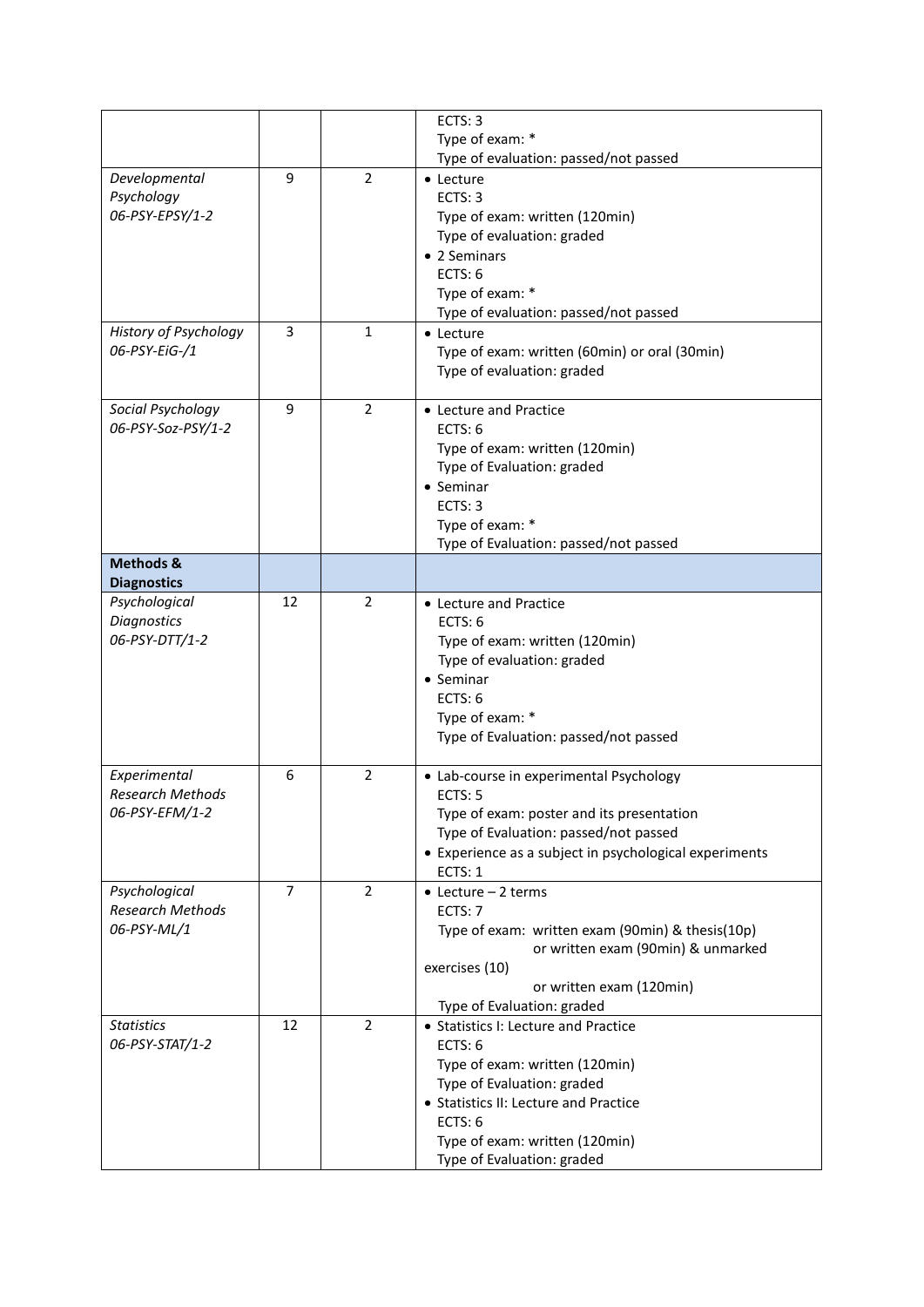| | | | |
|---|---|---|---|
| | | | ECTS: 3<br>Type of exam: *<br>Type of evaluation: passed/not passed |
| *Developmental Psychology 06-PSY-EPSY/1-2* | 9 | 2 | • Lecture<br>ECTS: 3<br>Type of exam: written (120min)<br>Type of evaluation: graded<br>• 2 Seminars<br>ECTS: 6<br>Type of exam: *<br>Type of evaluation: passed/not passed |
| *History of Psychology 06-PSY-EiG-/1* | 3 | 1 | • Lecture<br>Type of exam: written (60min) or oral (30min)<br>Type of evaluation: graded |
| *Social Psychology 06-PSY-Soz-PSY/1-2* | 9 | 2 | • Lecture and Practice<br>ECTS: 6<br>Type of exam: written (120min)<br>Type of Evaluation: graded<br>• Seminar<br>ECTS: 3<br>Type of exam: *<br>Type of Evaluation: passed/not passed |
| **Methods & Diagnostics** | | | |
| *Psychological Diagnostics 06-PSY-DTT/1-2* | 12 | 2 | • Lecture and Practice<br>ECTS: 6<br>Type of exam: written (120min)<br>Type of evaluation: graded<br>• Seminar<br>ECTS: 6<br>Type of exam: *<br>Type of Evaluation: passed/not passed |
| *Experimental Research Methods 06-PSY-EFM/1-2* | 6 | 2 | • Lab-course in experimental Psychology<br>ECTS: 5<br>Type of exam: poster and its presentation<br>Type of Evaluation: passed/not passed<br>• Experience as a subject in psychological experiments<br>ECTS: 1 |
| *Psychological Research Methods 06-PSY-ML/1* | 7 | 2 | • Lecture – 2 terms<br>ECTS: 7<br>Type of exam: written exam (90min) & thesis(10p)<br>or written exam (90min) & unmarked exercises (10)<br>or written exam (120min)<br>Type of Evaluation: graded |
| *Statistics 06-PSY-STAT/1-2* | 12 | 2 | • Statistics I: Lecture and Practice<br>ECTS: 6<br>Type of exam: written (120min)<br>Type of Evaluation: graded<br>• Statistics II: Lecture and Practice<br>ECTS: 6<br>Type of exam: written (120min)<br>Type of Evaluation: graded |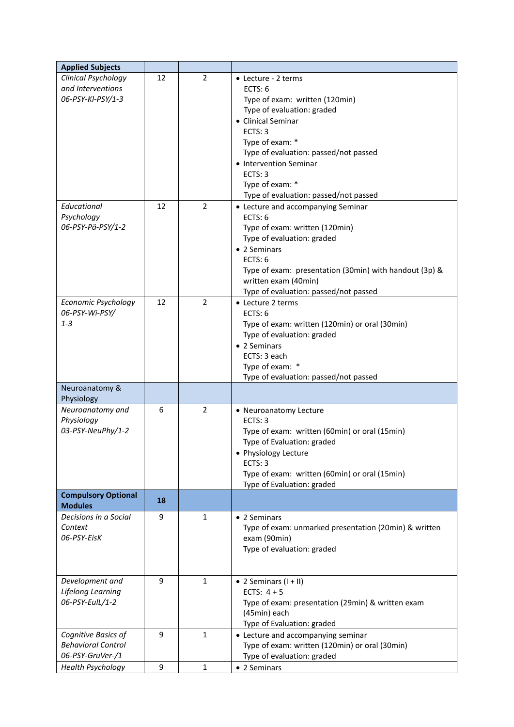| **Applied Subjects** | | | |
|---|---|---|---|
| *Clinical Psychology and Interventions 06-PSY-Kl-PSY/1-3* | 12 | 2 | • Lecture - 2 terms<br>ECTS: 6<br>Type of exam: written (120min)<br>Type of evaluation: graded<br>• Clinical Seminar<br>ECTS: 3<br>Type of exam: *<br>Type of evaluation: passed/not passed<br>• Intervention Seminar<br>ECTS: 3<br>Type of exam: *<br>Type of evaluation: passed/not passed |
| *Educational Psychology 06-PSY-Pä-PSY/1-2* | 12 | 2 | • Lecture and accompanying Seminar<br>ECTS: 6<br>Type of exam: written (120min)<br>Type of evaluation: graded<br>• 2 Seminars<br>ECTS: 6<br>Type of exam: presentation (30min) with handout (3p) & written exam (40min)<br>Type of evaluation: passed/not passed |
| *Economic Psychology 06-PSY-Wi-PSY/ 1-3* | 12 | 2 | • Lecture 2 terms<br>ECTS: 6<br>Type of exam: written (120min) or oral (30min)<br>Type of evaluation: graded<br>• 2 Seminars<br>ECTS: 3 each<br>Type of exam: *<br>Type of evaluation: passed/not passed |
| Neuroanatomy & Physiology | | | |
| *Neuroanatomy and Physiology 03-PSY-NeuPhy/1-2* | 6 | 2 | • Neuroanatomy Lecture<br>ECTS: 3<br>Type of exam: written (60min) or oral (15min)<br>Type of Evaluation: graded<br>• Physiology Lecture<br>ECTS: 3<br>Type of exam: written (60min) or oral (15min)<br>Type of Evaluation: graded |
| **Compulsory Optional Modules** | **18** | | |
| *Decisions in a Social Context 06-PSY-EisK* | 9 | 1 | • 2 Seminars<br>Type of exam: unmarked presentation (20min) & written exam (90min)<br>Type of evaluation: graded |
| *Development and Lifelong Learning 06-PSY-EulL/1-2* | 9 | 1 | • 2 Seminars (I + II)<br>ECTS: 4 + 5<br>Type of exam: presentation (29min) & written exam (45min) each<br>Type of Evaluation: graded |
| *Cognitive Basics of Behavioral Control 06-PSY-GruVer-/1* | 9 | 1 | • Lecture and accompanying seminar<br>Type of exam: written (120min) or oral (30min)<br>Type of evaluation: graded |
| *Health Psychology* | 9 | 1 | • 2 Seminars |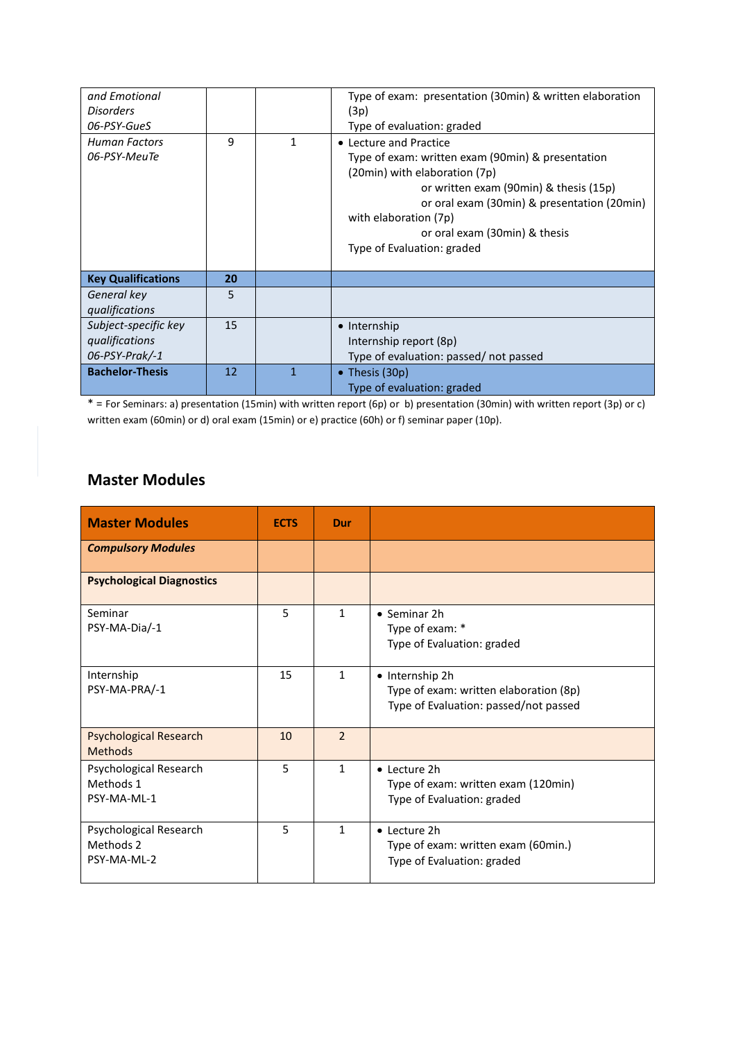| | | | |
|---|---|---|---|
| *and Emotional Disorders 06-PSY-GueS* | | | Type of exam: presentation (30min) & written elaboration (3p)<br>Type of evaluation: graded |
| *Human Factors 06-PSY-MeuTe* | 9 | 1 | • Lecture and Practice<br>Type of exam: written exam (90min) & presentation (20min) with elaboration (7p)<br>or written exam (90min) & thesis (15p)<br>or oral exam (30min) & presentation (20min) with elaboration (7p)<br>or oral exam (30min) & thesis<br>Type of Evaluation: graded |
| **Key Qualifications** | **20** | | |
| *General key qualifications* | 5 | | |
| *Subject-specific key qualifications 06-PSY-Prak/-1* | 15 | | • Internship<br>Internship report (8p)<br>Type of evaluation: passed/ not passed |
| **Bachelor-Thesis** | 12 | 1 | • Thesis (30p)<br>Type of evaluation: graded |

* = For Seminars: a) presentation (15min) with written report (6p) or b) presentation (30min) with written report (3p) or c) written exam (60min) or d) oral exam (15min) or e) practice (60h) or f) seminar paper (10p).

## Master Modules

| **Master Modules** | **ECTS** | **Dur** | |
|---|---|---|---|
| ***Compulsory Modules*** | | | |
| **Psychological Diagnostics** | | | |
| Seminar<br>PSY-MA-Dia/-1 | 5 | 1 | • Seminar 2h<br>Type of exam: *<br>Type of Evaluation: graded |
| Internship<br>PSY-MA-PRA/-1 | 15 | 1 | • Internship 2h<br>Type of exam: written elaboration (8p)<br>Type of Evaluation: passed/not passed |
| Psychological Research Methods | 10 | 2 | |
| Psychological Research Methods 1<br>PSY-MA-ML-1 | 5 | 1 | • Lecture 2h<br>Type of exam: written exam (120min)<br>Type of Evaluation: graded |
| Psychological Research Methods 2<br>PSY-MA-ML-2 | 5 | 1 | • Lecture 2h<br>Type of exam: written exam (60min.)<br>Type of Evaluation: graded |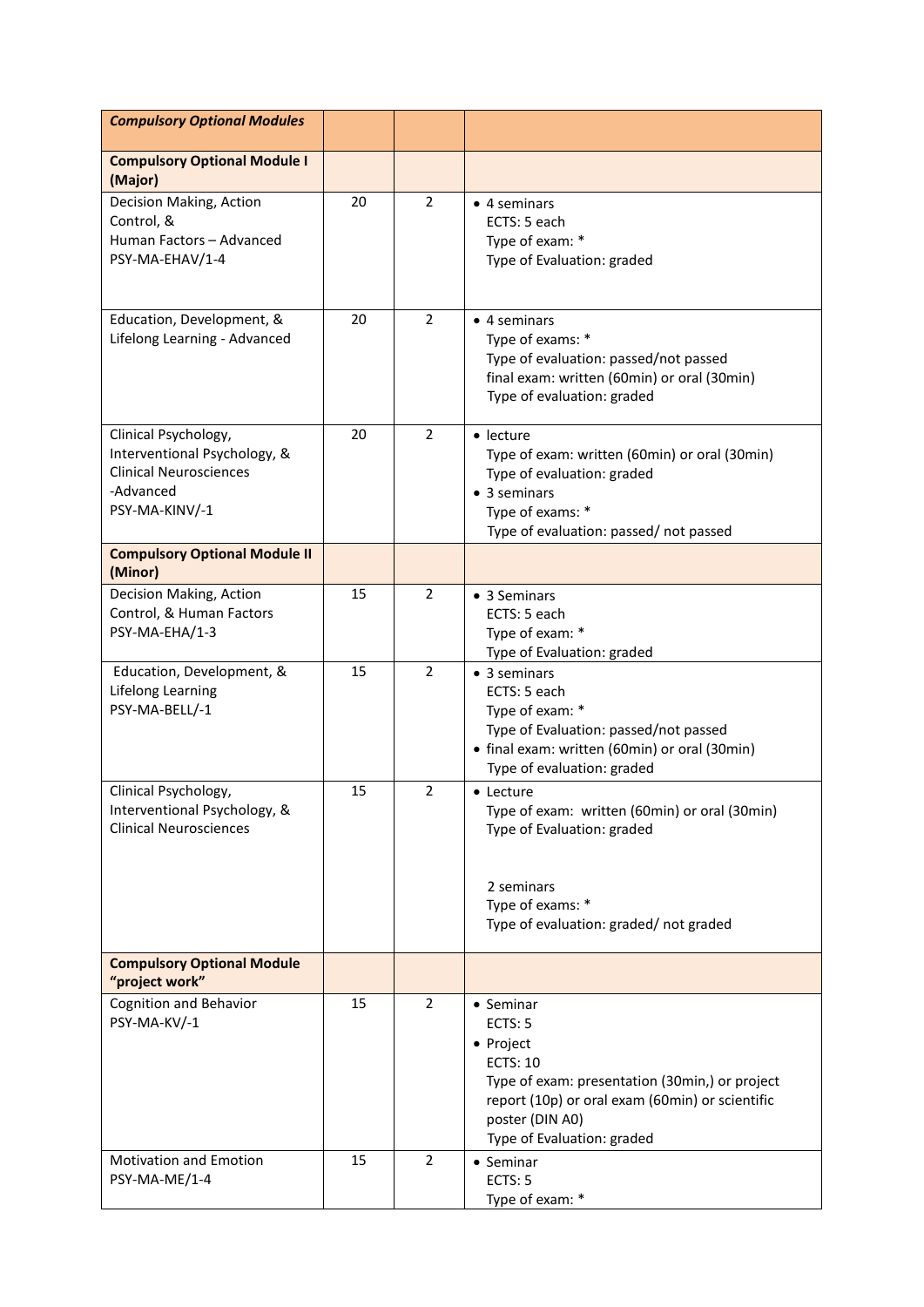| ***Compulsory Optional Modules*** | | | |
|---|---|---|---|
| **Compulsory Optional Module I (Major)** | | | |
| Decision Making, Action Control, & Human Factors – Advanced PSY-MA-EHAV/1-4 | 20 | 2 | • 4 seminars<br>ECTS: 5 each<br>Type of exam: *<br>Type of Evaluation: graded |
| Education, Development, & Lifelong Learning - Advanced | 20 | 2 | • 4 seminars<br>Type of exams: *<br>Type of evaluation: passed/not passed<br>final exam: written (60min) or oral (30min)<br>Type of evaluation: graded |
| Clinical Psychology, Interventional Psychology, & Clinical Neurosciences -Advanced PSY-MA-KINV/-1 | 20 | 2 | • lecture<br>Type of exam: written (60min) or oral (30min)<br>Type of evaluation: graded<br>• 3 seminars<br>Type of exams: *<br>Type of evaluation: passed/ not passed |
| **Compulsory Optional Module II (Minor)** | | | |
| Decision Making, Action Control, & Human Factors PSY-MA-EHA/1-3 | 15 | 2 | • 3 Seminars<br>ECTS: 5 each<br>Type of exam: *<br>Type of Evaluation: graded |
| Education, Development, & Lifelong Learning PSY-MA-BELL/-1 | 15 | 2 | • 3 seminars<br>ECTS: 5 each<br>Type of exam: *<br>Type of Evaluation: passed/not passed<br>• final exam: written (60min) or oral (30min)<br>Type of evaluation: graded |
| Clinical Psychology, Interventional Psychology, & Clinical Neurosciences | 15 | 2 | • Lecture<br>Type of exam: written (60min) or oral (30min)<br>Type of Evaluation: graded<br><br>2 seminars<br>Type of exams: *<br>Type of evaluation: graded/ not graded |
| **Compulsory Optional Module "project work"** | | | |
| Cognition and Behavior PSY-MA-KV/-1 | 15 | 2 | • Seminar<br>ECTS: 5<br>• Project<br>ECTS: 10<br>Type of exam: presentation (30min,) or project report (10p) or oral exam (60min) or scientific poster (DIN A0)<br>Type of Evaluation: graded |
| Motivation and Emotion PSY-MA-ME/1-4 | 15 | 2 | • Seminar<br>ECTS: 5<br>Type of exam: * |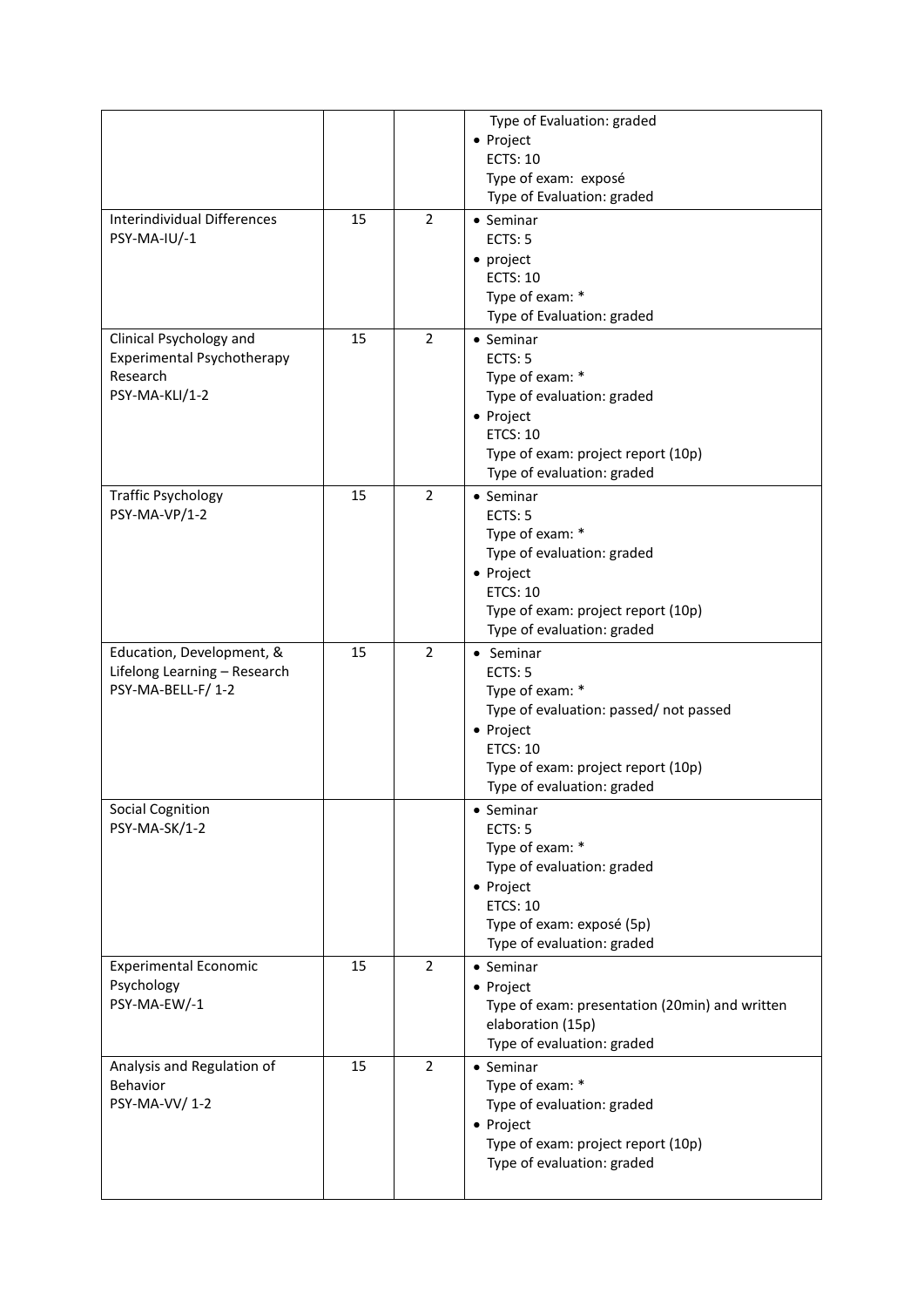| | | | |
|---|---|---|---|
| | | | Type of Evaluation: graded<br>• Project<br>ECTS: 10<br>Type of exam: exposé<br>Type of Evaluation: graded |
| Interindividual Differences<br>PSY-MA-IU/-1 | 15 | 2 | • Seminar<br>ECTS: 5<br>• project<br>ECTS: 10<br>Type of exam: *<br>Type of Evaluation: graded |
| Clinical Psychology and Experimental Psychotherapy Research<br>PSY-MA-KLI/1-2 | 15 | 2 | • Seminar<br>ECTS: 5<br>Type of exam: *<br>Type of evaluation: graded<br>• Project<br>ETCS: 10<br>Type of exam: project report (10p)<br>Type of evaluation: graded |
| Traffic Psychology<br>PSY-MA-VP/1-2 | 15 | 2 | • Seminar<br>ECTS: 5<br>Type of exam: *<br>Type of evaluation: graded<br>• Project<br>ETCS: 10<br>Type of exam: project report (10p)<br>Type of evaluation: graded |
| Education, Development, & Lifelong Learning – Research<br>PSY-MA-BELL-F/ 1-2 | 15 | 2 | • Seminar<br>ECTS: 5<br>Type of exam: *<br>Type of evaluation: passed/ not passed<br>• Project<br>ETCS: 10<br>Type of exam: project report (10p)<br>Type of evaluation: graded |
| Social Cognition<br>PSY-MA-SK/1-2 | | | • Seminar<br>ECTS: 5<br>Type of exam: *<br>Type of evaluation: graded<br>• Project<br>ETCS: 10<br>Type of exam: exposé (5p)<br>Type of evaluation: graded |
| Experimental Economic Psychology<br>PSY-MA-EW/-1 | 15 | 2 | • Seminar<br>• Project<br>Type of exam: presentation (20min) and written elaboration (15p)<br>Type of evaluation: graded |
| Analysis and Regulation of Behavior<br>PSY-MA-VV/ 1-2 | 15 | 2 | • Seminar<br>Type of exam: *<br>Type of evaluation: graded<br>• Project<br>Type of exam: project report (10p)<br>Type of evaluation: graded |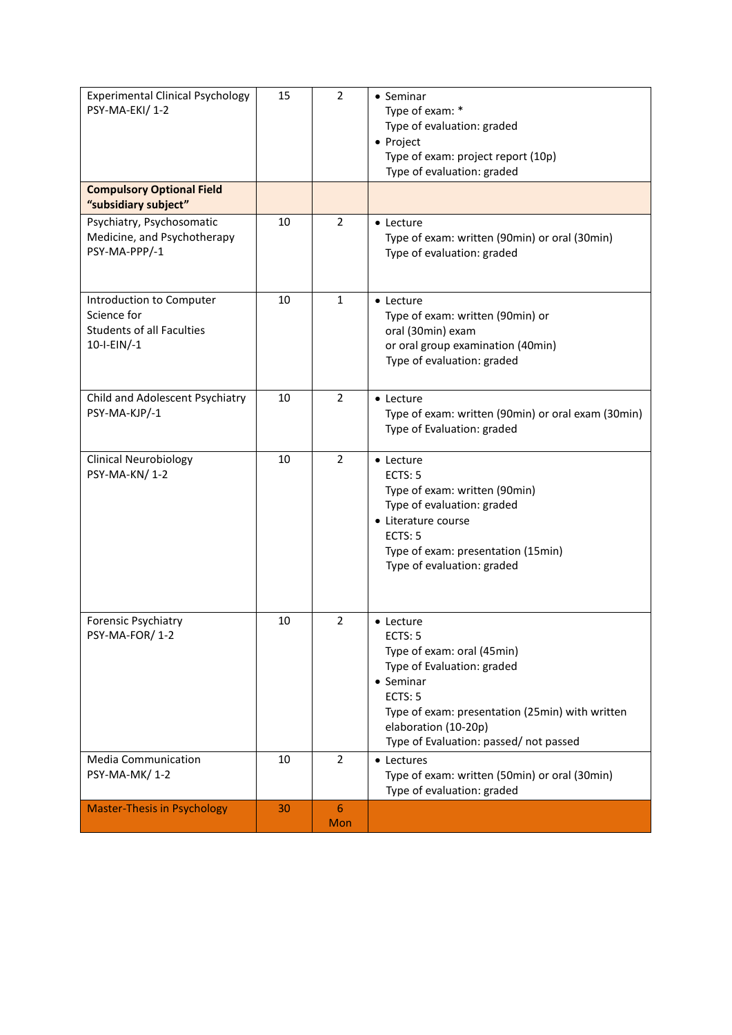| | | | |
|---|---|---|---|
| Experimental Clinical Psychology PSY-MA-EKI/ 1-2 | 15 | 2 | • Seminar<br>Type of exam: *<br>Type of evaluation: graded<br>• Project<br>Type of exam: project report (10p)<br>Type of evaluation: graded |
| **Compulsory Optional Field “subsidiary subject”** | | | |
| Psychiatry, Psychosomatic Medicine, and Psychotherapy PSY-MA-PPP/-1 | 10 | 2 | • Lecture<br>Type of exam: written (90min) or oral (30min)<br>Type of evaluation: graded |
| Introduction to Computer Science for Students of all Faculties 10-I-EIN/-1 | 10 | 1 | • Lecture<br>Type of exam: written (90min) or oral (30min) exam or oral group examination (40min)<br>Type of evaluation: graded |
| Child and Adolescent Psychiatry PSY-MA-KJP/-1 | 10 | 2 | • Lecture<br>Type of exam: written (90min) or oral exam (30min)<br>Type of Evaluation: graded |
| Clinical Neurobiology PSY-MA-KN/ 1-2 | 10 | 2 | • Lecture<br>ECTS: 5<br>Type of exam: written (90min)<br>Type of evaluation: graded<br>• Literature course<br>ECTS: 5<br>Type of exam: presentation (15min)<br>Type of evaluation: graded |
| Forensic Psychiatry PSY-MA-FOR/ 1-2 | 10 | 2 | • Lecture<br>ECTS: 5<br>Type of exam: oral (45min)<br>Type of Evaluation: graded<br>• Seminar<br>ECTS: 5<br>Type of exam: presentation (25min) with written elaboration (10-20p)<br>Type of Evaluation: passed/ not passed |
| Media Communication PSY-MA-MK/ 1-2 | 10 | 2 | • Lectures<br>Type of exam: written (50min) or oral (30min)<br>Type of evaluation: graded |
| Master-Thesis in Psychology | 30 | 6 Mon | |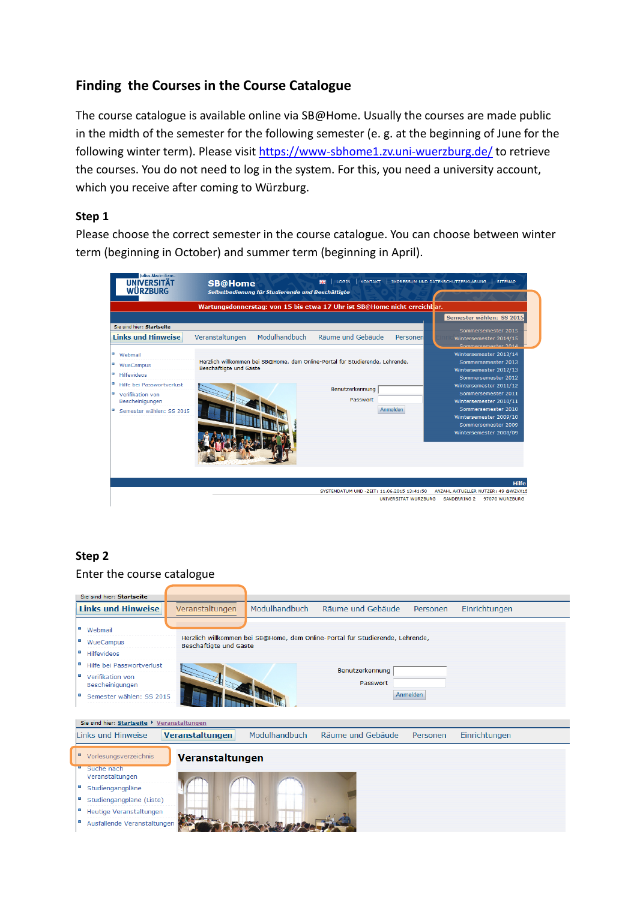## Finding the Courses in the Course Catalogue

The course catalogue is available online via SB@Home. Usually the courses are made public in the midth of the semester for the following semester (e. g. at the beginning of June for the following winter term). Please visit https://www-sbhome1.zv.uni-wuerzburg.de/ to retrieve the courses. You do not need to log in the system. For this, you need a university account, which you receive after coming to Würzburg.

### Step 1

Please choose the correct semester in the course catalogue. You can choose between winter term (beginning in October) and summer term (beginning in April).

### Step 2

Enter the course catalogue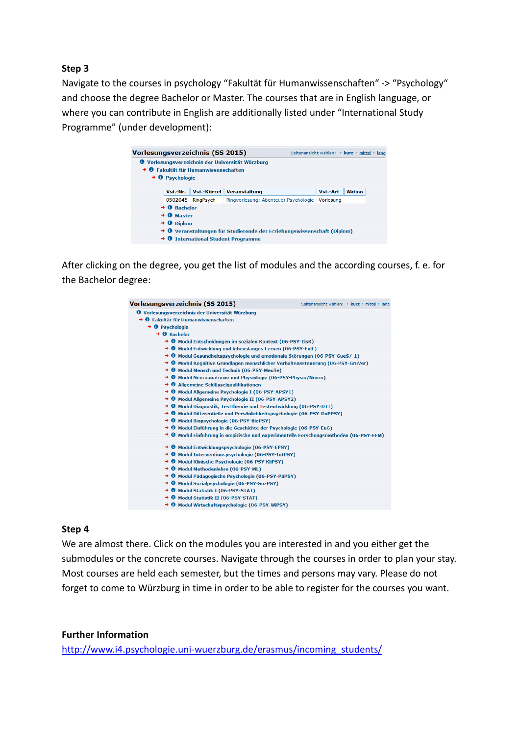**Step 3**

Navigate to the courses in psychology "Fakultät für Humanwissenschaften" -> "Psychology" and choose the degree Bachelor or Master. The courses that are in English language, or where you can contribute in English are additionally listed under "International Study Programme" (under development):

**Vorlesungsverzeichnis (SS 2015)** Seitenansicht wählen: > kurz > mittel > lang

- Vorlesungsverzeichnis der Universität Würzburg
  - Fakultät für Humanwissenschaften
    - Psychologie

| Vst.-Nr. | Vst.-Kürzel | Veranstaltung | Vst.-Art | Aktion |
|---|---|---|---|---|
| 0502045 | RingPsych | Ringvorlesung: Abenteuer Psychologie | Vorlesung | |

- Bachelor
- Master
- Diplom
- Veranstaltungen für Studierende der Erziehungswissenschaft (Diplom)
- International Student Programme

After clicking on the degree, you get the list of modules and the according courses, f. e. for the Bachelor degree:

**Vorlesungsverzeichnis (SS 2015)** Seitenansicht wählen: > kurz > mittel > lang

- Vorlesungsverzeichnis der Universität Würzburg
  - Fakultät für Humanwissenschaften
    - Psychologie
      - Bachelor
        - Modul Entscheidungen im sozialen Kontext (06-PSY-EisK)
        - Modul Entwicklung und lebenslanges Lernen (06-PSY-EulL)
        - Modul Gesundheitspsychologie und emotionale Störungen (06-PSY-GueS/-1)
        - Modul Kognitive Grundlagen menschlicher Verhaltenssteuerung (06-PSY-GruVer)
        - Modul Mensch und Technik (06-PSY-MeuTe)
        - Modul Neuroanatomie und Physiologie (06-PSY-Physio/Neuro)
        - Allgemeine Schlüsselqualifikationen
        - Modul Allgemeine Psychologie I (06-PSY-APSY1)
        - Modul Allgemeine Psychologie II (06-PSY-APSY2)
        - Modul Diagnostik, Testtheorie und Testentwicklung (06-PSY-DTT)
        - Modul Differentielle und Persönlichkeitspsychologie (06-PSY-DuPPSY)
        - Modul Biopsychologie (06-PSY-BioPSY)
        - Modul Einführung in die Geschichte der Psychologie (06-PSY-EuG)
        - Modul Einführung in empirische und experimentelle Forschungsmethoden (06-PSY-EFM)
        - Modul Entwicklungspsychologie (06-PSY-EPSY)
        - Modul Interventionspsychologie (06-PSY-IntPSY)
        - Modul Klinische Psychologie (06-PSY KliPSY)
        - Modul Methodenlehre (06-PSY-ML)
        - Modul Pädagogische Psychologie (06-PSY-PäPSY)
        - Modul Sozialpsychologie (06-PSY-SozPSY)
        - Modul Statistik I (06-PSY-STAT)
        - Modul Statistik II (06-PSY-STAT)
        - Modul Wirtschaftspsychologie (06-PSY-WiPSY)

**Step 4**

We are almost there. Click on the modules you are interested in and you either get the submodules or the concrete courses. Navigate through the courses in order to plan your stay. Most courses are held each semester, but the times and persons may vary. Please do not forget to come to Würzburg in time in order to be able to register for the courses you want.

**Further Information**

http://www.i4.psychologie.uni-wuerzburg.de/erasmus/incoming_students/